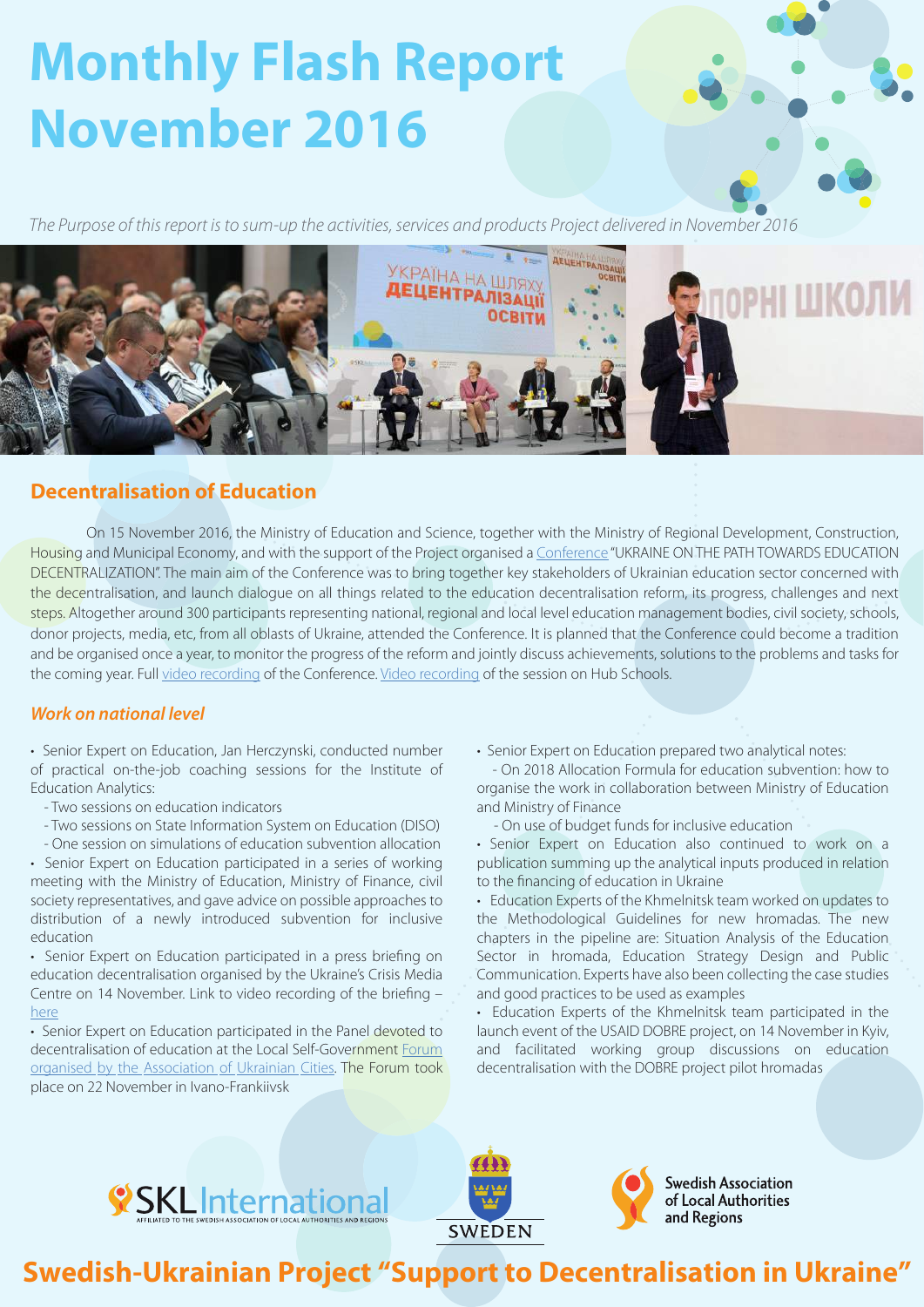# Monthly Flash Report November 2016

*The Purpose of this report is to sum-up the activities, services and products Project delivered in November 2016*

## Decentralisation of Education

On 15 November 2016, the Ministry of Education and Science, together with the Ministry of Regional Development, Construction, Housing and Municipal Economy, and with the support of the Project organised a Conference "UKRAINE ON THE PATH TOWARDS EDUCATION DECENTRALIZATION". The main aim of the Conference was to bring together key stakeholders of Ukrainian education sector concerned with the decentralisation, and launch dialogue on all things related to the education decentralisation reform, its progress, challenges and next steps. Altogether around 300 participants representing national, regional and local level education management bodies, civil society, schools, donor projects, media, etc, from all oblasts of Ukraine, attended the Conference. It is planned that the Conference could become a tradition and be organised once a year, to monitor the progress of the reform and jointly discuss achievements, solutions to the problems and tasks for the coming year. Full video recording of the Conference. Video recording of the session on Hub Schools.

### *Work on national level*

- Senior Expert on Education, Jan Herczynski, conducted number of practical on-the-job coaching sessions for the Institute of Education Analytics:
  - Two sessions on education indicators
  - Two sessions on State Information System on Education (DISO)
  - One session on simulations of education subvention allocation
- Senior Expert on Education participated in a series of working meeting with the Ministry of Education, Ministry of Finance, civil society representatives, and gave advice on possible approaches to distribution of a newly introduced subvention for inclusive education
- Senior Expert on Education participated in a press briefing on education decentralisation organised by the Ukraine's Crisis Media Centre on 14 November. Link to video recording of the briefing – here
- Senior Expert on Education participated in the Panel devoted to decentralisation of education at the Local Self-Government Forum organised by the Association of Ukrainian Cities. The Forum took place on 22 November in Ivano-Frankiivsk
- Senior Expert on Education prepared two analytical notes:
  - On 2018 Allocation Formula for education subvention: how to organise the work in collaboration between Ministry of Education and Ministry of Finance
  - On use of budget funds for inclusive education
- Senior Expert on Education also continued to work on a publication summing up the analytical inputs produced in relation to the financing of education in Ukraine
- Education Experts of the Khmelnitsk team worked on updates to the Methodological Guidelines for new hromadas. The new chapters in the pipeline are: Situation Analysis of the Education Sector in hromada, Education Strategy Design and Public Communication. Experts have also been collecting the case studies and good practices to be used as examples
- Education Experts of the Khmelnitsk team participated in the launch event of the USAID DOBRE project, on 14 November in Kyiv, and facilitated working group discussions on education decentralisation with the DOBRE project pilot hromadas

SKL International — Affiliated to the Swedish Association of Local Authorities and Regions

SWEDEN

Swedish Association of Local Authorities and Regions

**Swedish-Ukrainian Project "Support to Decentralisation in Ukraine"**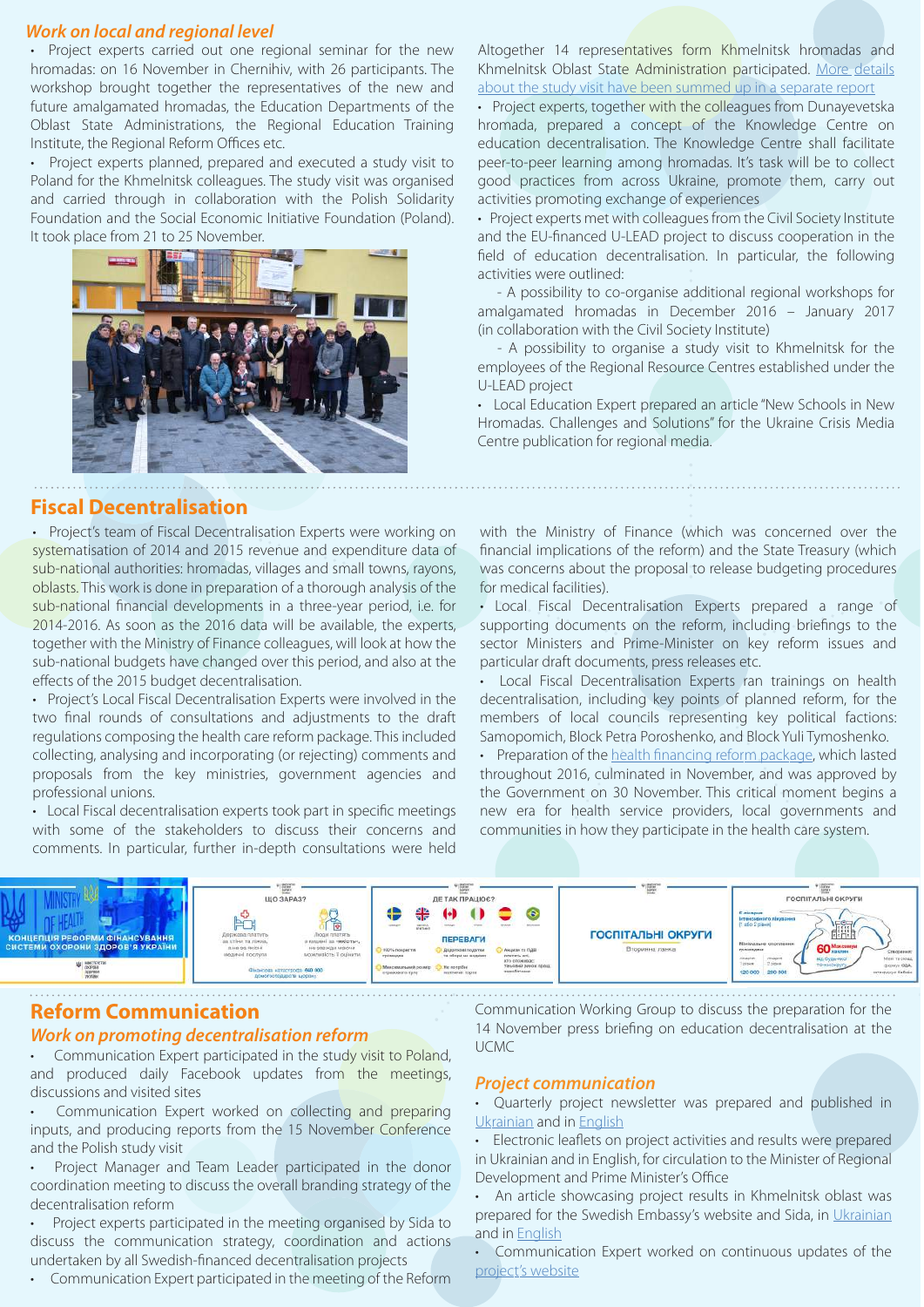### Work on local and regional level

- Project experts carried out one regional seminar for the new hromadas: on 16 November in Chernihiv, with 26 participants. The workshop brought together the representatives of the new and future amalgamated hromadas, the Education Departments of the Oblast State Administrations, the Regional Education Training Institute, the Regional Reform Offices etc.
- Project experts planned, prepared and executed a study visit to Poland for the Khmelnitsk colleagues. The study visit was organised and carried through in collaboration with the Polish Solidarity Foundation and the Social Economic Initiative Foundation (Poland). It took place from 21 to 25 November.

Altogether 14 representatives form Khmelnitsk hromadas and Khmelnitsk Oblast State Administration participated. More details about the study visit have been summed up in a separate report

- Project experts, together with the colleagues from Dunayevetska hromada, prepared a concept of the Knowledge Centre on education decentralisation. The Knowledge Centre shall facilitate peer-to-peer learning among hromadas. It's task will be to collect good practices from across Ukraine, promote them, carry out activities promoting exchange of experiences
- Project experts met with colleagues from the Civil Society Institute and the EU-financed U-LEAD project to discuss cooperation in the field of education decentralisation. In particular, the following activities were outlined:
  - A possibility to co-organise additional regional workshops for amalgamated hromadas in December 2016 – January 2017 (in collaboration with the Civil Society Institute)
  - A possibility to organise a study visit to Khmelnitsk for the employees of the Regional Resource Centres established under the U-LEAD project
- Local Education Expert prepared an article "New Schools in New Hromadas. Challenges and Solutions" for the Ukraine Crisis Media Centre publication for regional media.

## Fiscal Decentralisation

- Project's team of Fiscal Decentralisation Experts were working on systematisation of 2014 and 2015 revenue and expenditure data of sub-national authorities: hromadas, villages and small towns, rayons, oblasts. This work is done in preparation of a thorough analysis of the sub-national financial developments in a three-year period, i.e. for 2014-2016. As soon as the 2016 data will be available, the experts, together with the Ministry of Finance colleagues, will look at how the sub-national budgets have changed over this period, and also at the effects of the 2015 budget decentralisation.
- Project's Local Fiscal Decentralisation Experts were involved in the two final rounds of consultations and adjustments to the draft regulations composing the health care reform package. This included collecting, analysing and incorporating (or rejecting) comments and proposals from the key ministries, government agencies and professional unions.
- Local Fiscal decentralisation experts took part in specific meetings with some of the stakeholders to discuss their concerns and comments. In particular, further in-depth consultations were held with the Ministry of Finance (which was concerned over the financial implications of the reform) and the State Treasury (which was concerns about the proposal to release budgeting procedures for medical facilities).
- Local Fiscal Decentralisation Experts prepared a range of supporting documents on the reform, including briefings to the sector Ministers and Prime-Minister on key reform issues and particular draft documents, press releases etc.
- Local Fiscal Decentralisation Experts ran trainings on health decentralisation, including key points of planned reform, for the members of local councils representing key political factions: Samopomich, Block Petra Poroshenko, and Block Yuli Tymoshenko.
- Preparation of the health financing reform package, which lasted throughout 2016, culminated in November, and was approved by the Government on 30 November. This critical moment begins a new era for health service providers, local governments and communities in how they participate in the health care system.

## Reform Communication

### Work on promoting decentralisation reform

- Communication Expert participated in the study visit to Poland, and produced daily Facebook updates from the meetings, discussions and visited sites
- Communication Expert worked on collecting and preparing inputs, and producing reports from the 15 November Conference and the Polish study visit
- Project Manager and Team Leader participated in the donor coordination meeting to discuss the overall branding strategy of the decentralisation reform
- Project experts participated in the meeting organised by Sida to discuss the communication strategy, coordination and actions undertaken by all Swedish-financed decentralisation projects
- Communication Expert participated in the meeting of the Reform Communication Working Group to discuss the preparation for the 14 November press briefing on education decentralisation at the UCMC

### Project communication

- Quarterly project newsletter was prepared and published in Ukrainian and in English
- Electronic leaflets on project activities and results were prepared in Ukrainian and in English, for circulation to the Minister of Regional Development and Prime Minister's Office
- An article showcasing project results in Khmelnitsk oblast was prepared for the Swedish Embassy's website and Sida, in Ukrainian and in English
- Communication Expert worked on continuous updates of the project's website